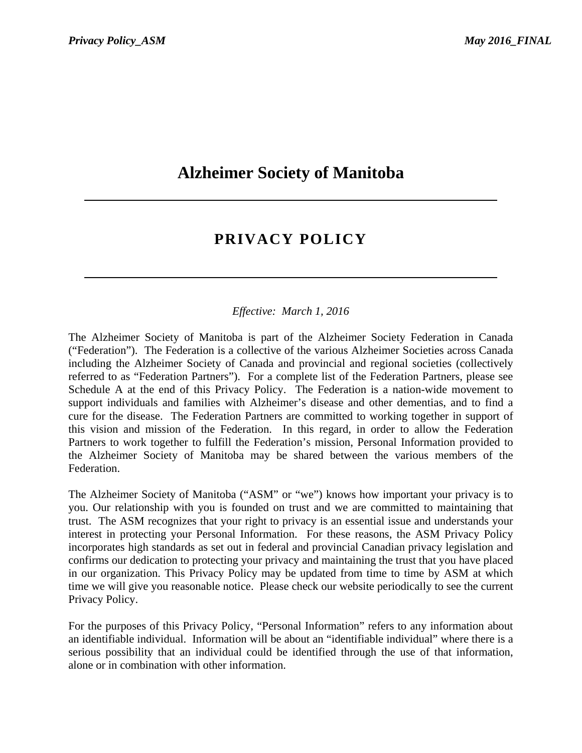# Alzheimer Society of Manitoba

---

## PRIVACY POLICY

---

*Effective: March 1, 2016*

The Alzheimer Society of Manitoba is part of the Alzheimer Society Federation in Canada ("Federation"). The Federation is a collective of the various Alzheimer Societies across Canada including the Alzheimer Society of Canada and provincial and regional societies (collectively referred to as "Federation Partners"). For a complete list of the Federation Partners, please see Schedule A at the end of this Privacy Policy. The Federation is a nation-wide movement to support individuals and families with Alzheimer's disease and other dementias, and to find a cure for the disease. The Federation Partners are committed to working together in support of this vision and mission of the Federation. In this regard, in order to allow the Federation Partners to work together to fulfill the Federation's mission, Personal Information provided to the Alzheimer Society of Manitoba may be shared between the various members of the Federation.

The Alzheimer Society of Manitoba ("ASM" or "we") knows how important your privacy is to you. Our relationship with you is founded on trust and we are committed to maintaining that trust. The ASM recognizes that your right to privacy is an essential issue and understands your interest in protecting your Personal Information. For these reasons, the ASM Privacy Policy incorporates high standards as set out in federal and provincial Canadian privacy legislation and confirms our dedication to protecting your privacy and maintaining the trust that you have placed in our organization. This Privacy Policy may be updated from time to time by ASM at which time we will give you reasonable notice. Please check our website periodically to see the current Privacy Policy.

For the purposes of this Privacy Policy, "Personal Information" refers to any information about an identifiable individual. Information will be about an "identifiable individual" where there is a serious possibility that an individual could be identified through the use of that information, alone or in combination with other information.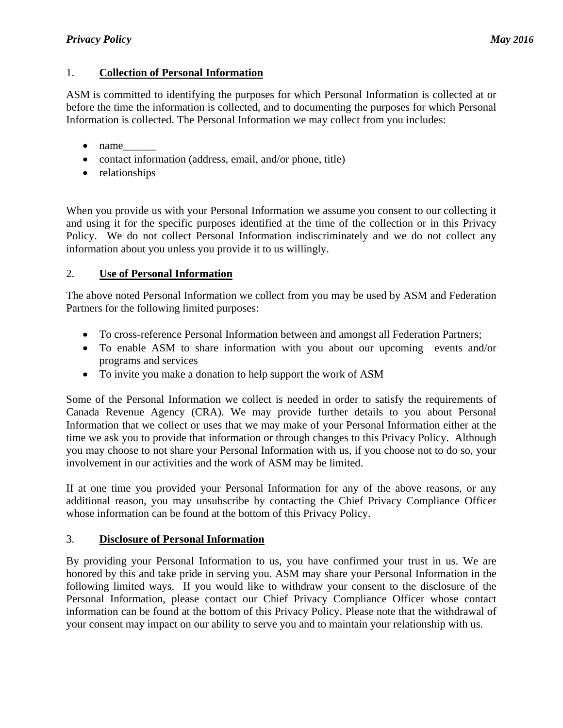1. **Collection of Personal Information**

ASM is committed to identifying the purposes for which Personal Information is collected at or before the time the information is collected, and to documenting the purposes for which Personal Information is collected. The Personal Information we may collect from you includes:

- name______
- contact information (address, email, and/or phone, title)
- relationships

When you provide us with your Personal Information we assume you consent to our collecting it and using it for the specific purposes identified at the time of the collection or in this Privacy Policy. We do not collect Personal Information indiscriminately and we do not collect any information about you unless you provide it to us willingly.

2. **Use of Personal Information**

The above noted Personal Information we collect from you may be used by ASM and Federation Partners for the following limited purposes:

- To cross-reference Personal Information between and amongst all Federation Partners;
- To enable ASM to share information with you about our upcoming events and/or programs and services
- To invite you make a donation to help support the work of ASM

Some of the Personal Information we collect is needed in order to satisfy the requirements of Canada Revenue Agency (CRA). We may provide further details to you about Personal Information that we collect or uses that we may make of your Personal Information either at the time we ask you to provide that information or through changes to this Privacy Policy. Although you may choose to not share your Personal Information with us, if you choose not to do so, your involvement in our activities and the work of ASM may be limited.

If at one time you provided your Personal Information for any of the above reasons, or any additional reason, you may unsubscribe by contacting the Chief Privacy Compliance Officer whose information can be found at the bottom of this Privacy Policy.

3. **Disclosure of Personal Information**

By providing your Personal Information to us, you have confirmed your trust in us. We are honored by this and take pride in serving you. ASM may share your Personal Information in the following limited ways. If you would like to withdraw your consent to the disclosure of the Personal Information, please contact our Chief Privacy Compliance Officer whose contact information can be found at the bottom of this Privacy Policy. Please note that the withdrawal of your consent may impact on our ability to serve you and to maintain your relationship with us.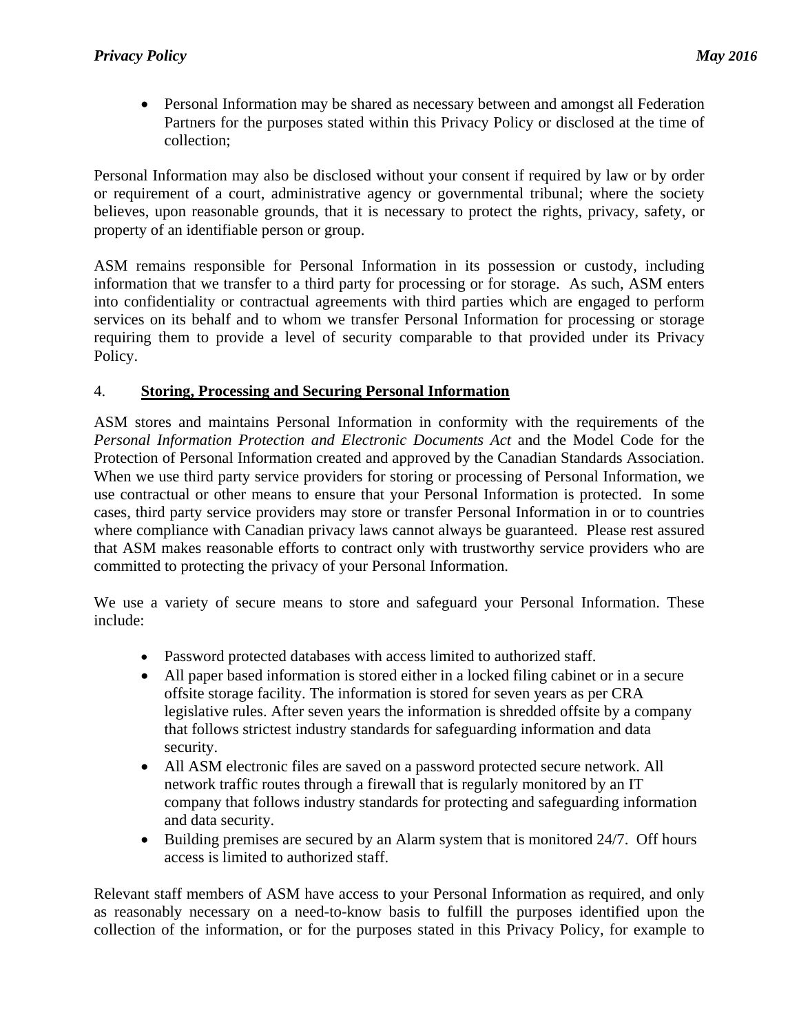- Personal Information may be shared as necessary between and amongst all Federation Partners for the purposes stated within this Privacy Policy or disclosed at the time of collection;

Personal Information may also be disclosed without your consent if required by law or by order or requirement of a court, administrative agency or governmental tribunal; where the society believes, upon reasonable grounds, that it is necessary to protect the rights, privacy, safety, or property of an identifiable person or group.

ASM remains responsible for Personal Information in its possession or custody, including information that we transfer to a third party for processing or for storage. As such, ASM enters into confidentiality or contractual agreements with third parties which are engaged to perform services on its behalf and to whom we transfer Personal Information for processing or storage requiring them to provide a level of security comparable to that provided under its Privacy Policy.

## 4. **Storing, Processing and Securing Personal Information**

ASM stores and maintains Personal Information in conformity with the requirements of the *Personal Information Protection and Electronic Documents Act* and the Model Code for the Protection of Personal Information created and approved by the Canadian Standards Association. When we use third party service providers for storing or processing of Personal Information, we use contractual or other means to ensure that your Personal Information is protected. In some cases, third party service providers may store or transfer Personal Information in or to countries where compliance with Canadian privacy laws cannot always be guaranteed. Please rest assured that ASM makes reasonable efforts to contract only with trustworthy service providers who are committed to protecting the privacy of your Personal Information.

We use a variety of secure means to store and safeguard your Personal Information. These include:

- Password protected databases with access limited to authorized staff.
- All paper based information is stored either in a locked filing cabinet or in a secure offsite storage facility. The information is stored for seven years as per CRA legislative rules. After seven years the information is shredded offsite by a company that follows strictest industry standards for safeguarding information and data security.
- All ASM electronic files are saved on a password protected secure network. All network traffic routes through a firewall that is regularly monitored by an IT company that follows industry standards for protecting and safeguarding information and data security.
- Building premises are secured by an Alarm system that is monitored 24/7. Off hours access is limited to authorized staff.

Relevant staff members of ASM have access to your Personal Information as required, and only as reasonably necessary on a need-to-know basis to fulfill the purposes identified upon the collection of the information, or for the purposes stated in this Privacy Policy, for example to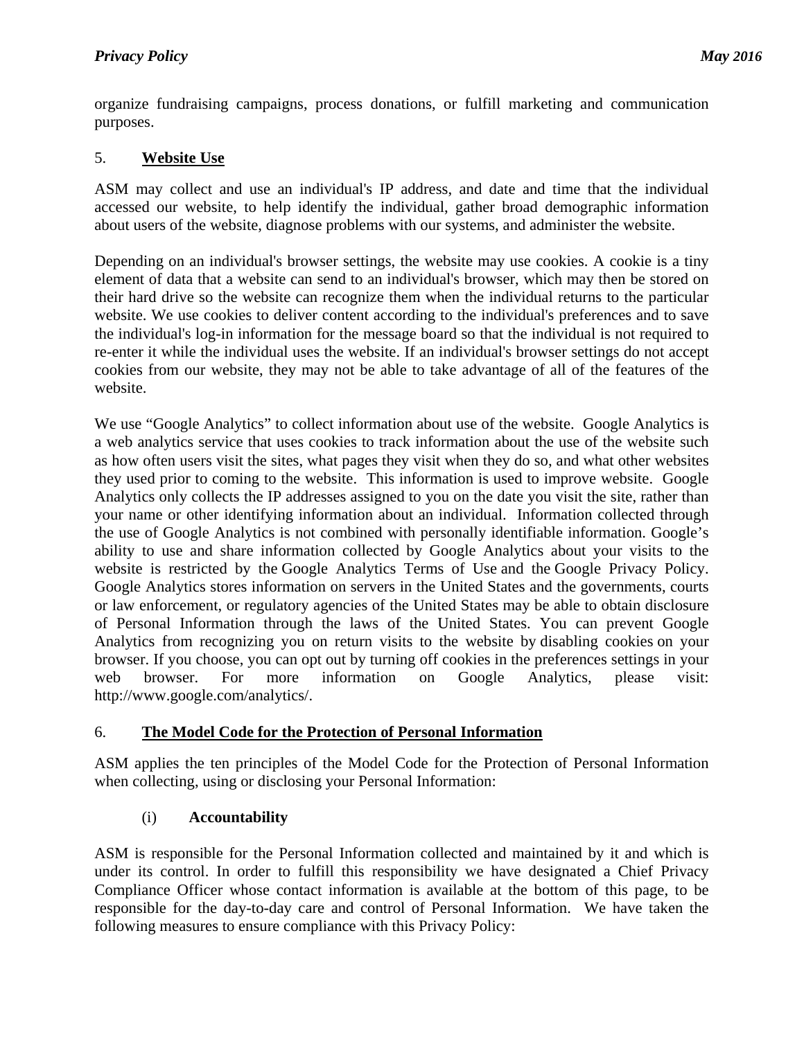organize fundraising campaigns, process donations, or fulfill marketing and communication purposes.

## 5. **Website Use**

ASM may collect and use an individual's IP address, and date and time that the individual accessed our website, to help identify the individual, gather broad demographic information about users of the website, diagnose problems with our systems, and administer the website.

Depending on an individual's browser settings, the website may use cookies. A cookie is a tiny element of data that a website can send to an individual's browser, which may then be stored on their hard drive so the website can recognize them when the individual returns to the particular website. We use cookies to deliver content according to the individual's preferences and to save the individual's log-in information for the message board so that the individual is not required to re-enter it while the individual uses the website. If an individual's browser settings do not accept cookies from our website, they may not be able to take advantage of all of the features of the website.

We use "Google Analytics" to collect information about use of the website. Google Analytics is a web analytics service that uses cookies to track information about the use of the website such as how often users visit the sites, what pages they visit when they do so, and what other websites they used prior to coming to the website. This information is used to improve website. Google Analytics only collects the IP addresses assigned to you on the date you visit the site, rather than your name or other identifying information about an individual. Information collected through the use of Google Analytics is not combined with personally identifiable information. Google's ability to use and share information collected by Google Analytics about your visits to the website is restricted by the Google Analytics Terms of Use and the Google Privacy Policy. Google Analytics stores information on servers in the United States and the governments, courts or law enforcement, or regulatory agencies of the United States may be able to obtain disclosure of Personal Information through the laws of the United States. You can prevent Google Analytics from recognizing you on return visits to the website by disabling cookies on your browser. If you choose, you can opt out by turning off cookies in the preferences settings in your web browser. For more information on Google Analytics, please visit: http://www.google.com/analytics/.

## 6. **The Model Code for the Protection of Personal Information**

ASM applies the ten principles of the Model Code for the Protection of Personal Information when collecting, using or disclosing your Personal Information:

### (i) **Accountability**

ASM is responsible for the Personal Information collected and maintained by it and which is under its control. In order to fulfill this responsibility we have designated a Chief Privacy Compliance Officer whose contact information is available at the bottom of this page, to be responsible for the day-to-day care and control of Personal Information. We have taken the following measures to ensure compliance with this Privacy Policy: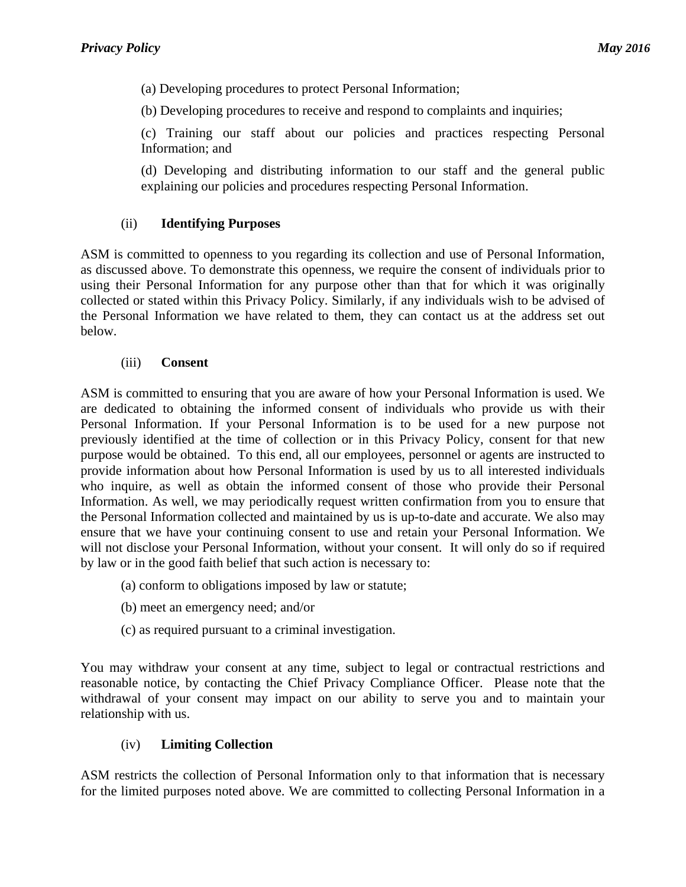(a) Developing procedures to protect Personal Information;

(b) Developing procedures to receive and respond to complaints and inquiries;

(c) Training our staff about our policies and practices respecting Personal Information; and

(d) Developing and distributing information to our staff and the general public explaining our policies and procedures respecting Personal Information.

### (ii) **Identifying Purposes**

ASM is committed to openness to you regarding its collection and use of Personal Information, as discussed above. To demonstrate this openness, we require the consent of individuals prior to using their Personal Information for any purpose other than that for which it was originally collected or stated within this Privacy Policy. Similarly, if any individuals wish to be advised of the Personal Information we have related to them, they can contact us at the address set out below.

### (iii) **Consent**

ASM is committed to ensuring that you are aware of how your Personal Information is used. We are dedicated to obtaining the informed consent of individuals who provide us with their Personal Information. If your Personal Information is to be used for a new purpose not previously identified at the time of collection or in this Privacy Policy, consent for that new purpose would be obtained. To this end, all our employees, personnel or agents are instructed to provide information about how Personal Information is used by us to all interested individuals who inquire, as well as obtain the informed consent of those who provide their Personal Information. As well, we may periodically request written confirmation from you to ensure that the Personal Information collected and maintained by us is up-to-date and accurate. We also may ensure that we have your continuing consent to use and retain your Personal Information. We will not disclose your Personal Information, without your consent. It will only do so if required by law or in the good faith belief that such action is necessary to:

(a) conform to obligations imposed by law or statute;

(b) meet an emergency need; and/or

(c) as required pursuant to a criminal investigation.

You may withdraw your consent at any time, subject to legal or contractual restrictions and reasonable notice, by contacting the Chief Privacy Compliance Officer. Please note that the withdrawal of your consent may impact on our ability to serve you and to maintain your relationship with us.

### (iv) **Limiting Collection**

ASM restricts the collection of Personal Information only to that information that is necessary for the limited purposes noted above. We are committed to collecting Personal Information in a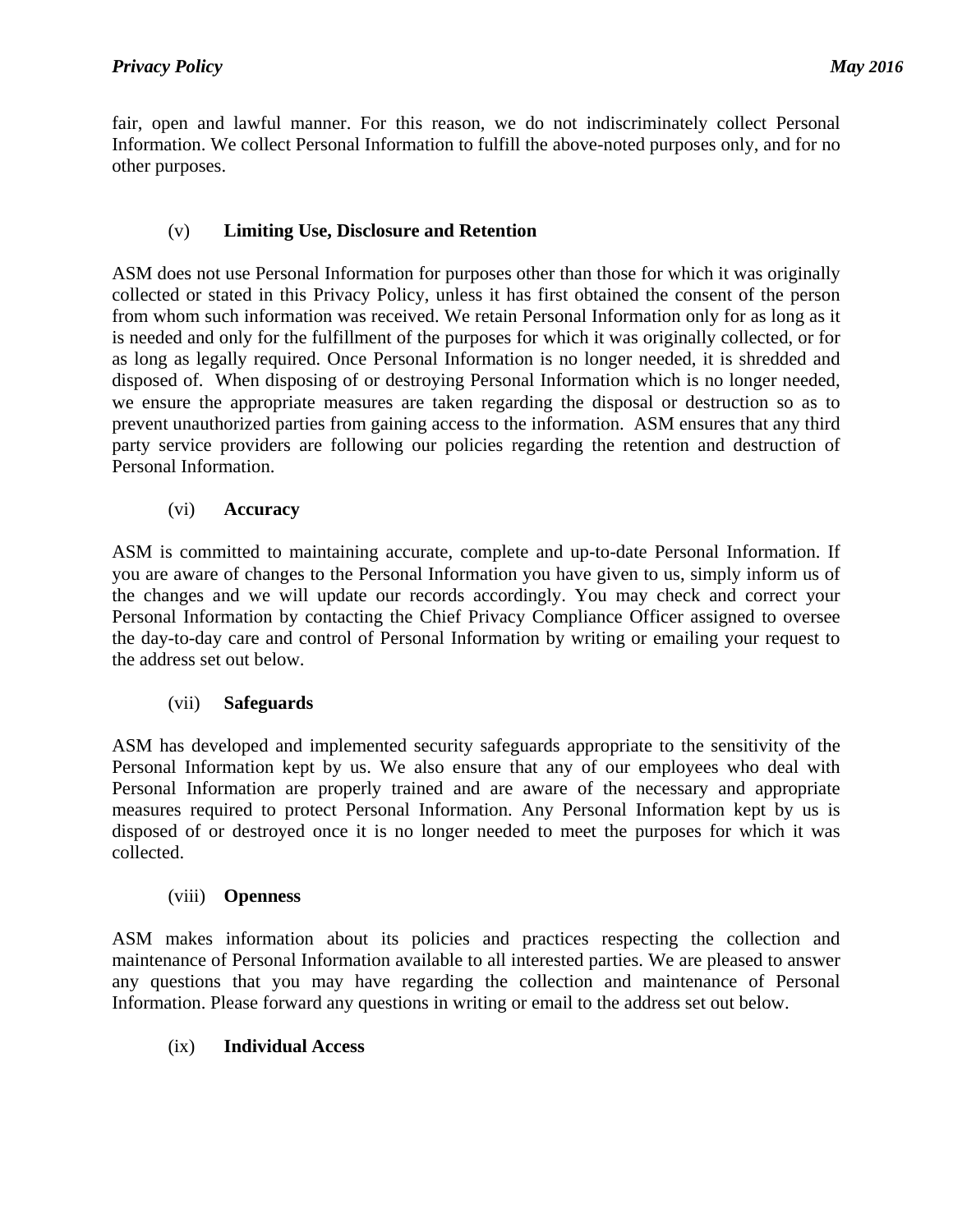fair, open and lawful manner. For this reason, we do not indiscriminately collect Personal Information. We collect Personal Information to fulfill the above-noted purposes only, and for no other purposes.

### (v) Limiting Use, Disclosure and Retention

ASM does not use Personal Information for purposes other than those for which it was originally collected or stated in this Privacy Policy, unless it has first obtained the consent of the person from whom such information was received. We retain Personal Information only for as long as it is needed and only for the fulfillment of the purposes for which it was originally collected, or for as long as legally required. Once Personal Information is no longer needed, it is shredded and disposed of. When disposing of or destroying Personal Information which is no longer needed, we ensure the appropriate measures are taken regarding the disposal or destruction so as to prevent unauthorized parties from gaining access to the information. ASM ensures that any third party service providers are following our policies regarding the retention and destruction of Personal Information.

### (vi) Accuracy

ASM is committed to maintaining accurate, complete and up-to-date Personal Information. If you are aware of changes to the Personal Information you have given to us, simply inform us of the changes and we will update our records accordingly. You may check and correct your Personal Information by contacting the Chief Privacy Compliance Officer assigned to oversee the day-to-day care and control of Personal Information by writing or emailing your request to the address set out below.

### (vii) Safeguards

ASM has developed and implemented security safeguards appropriate to the sensitivity of the Personal Information kept by us. We also ensure that any of our employees who deal with Personal Information are properly trained and are aware of the necessary and appropriate measures required to protect Personal Information. Any Personal Information kept by us is disposed of or destroyed once it is no longer needed to meet the purposes for which it was collected.

### (viii) Openness

ASM makes information about its policies and practices respecting the collection and maintenance of Personal Information available to all interested parties. We are pleased to answer any questions that you may have regarding the collection and maintenance of Personal Information. Please forward any questions in writing or email to the address set out below.

### (ix) Individual Access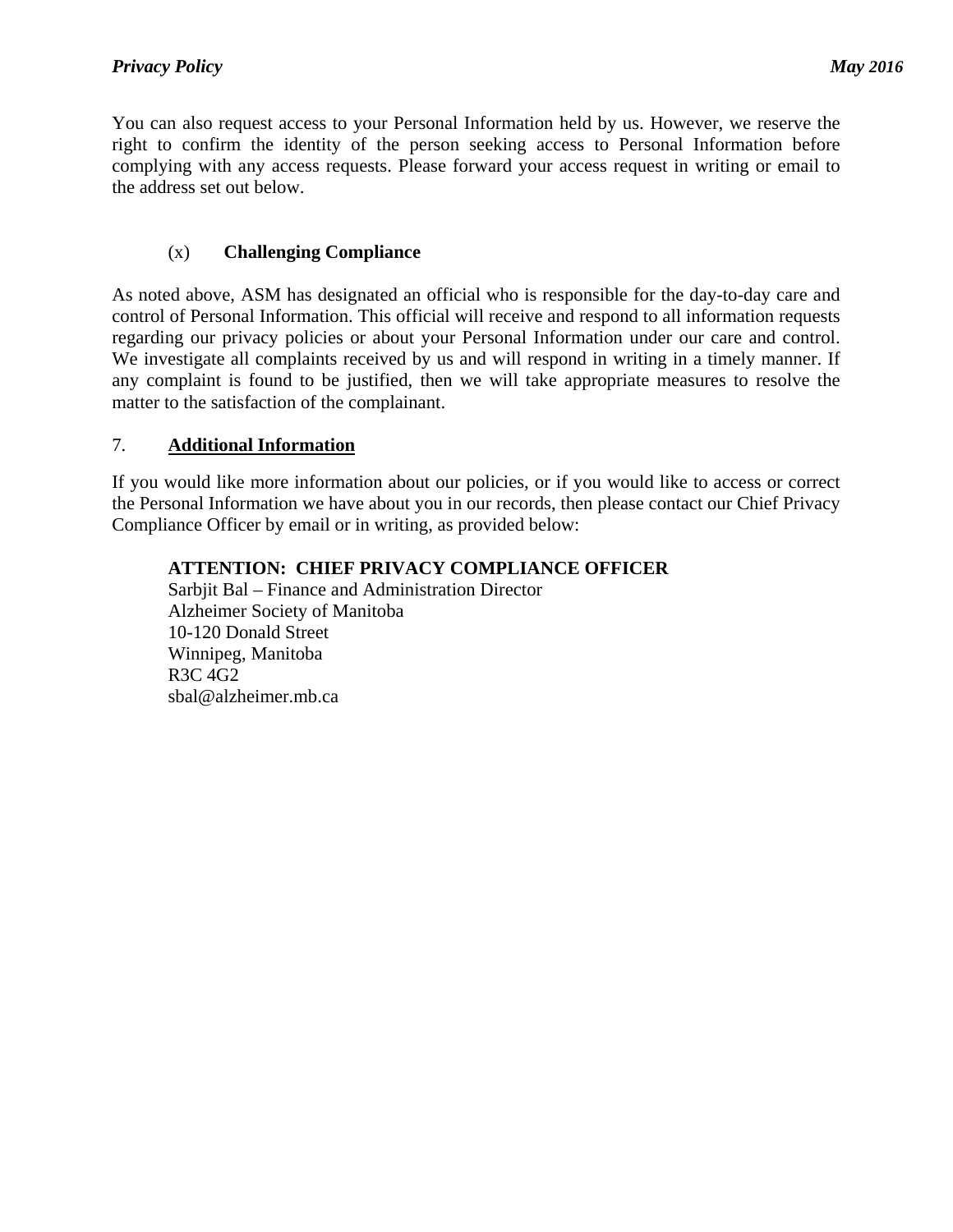You can also request access to your Personal Information held by us. However, we reserve the right to confirm the identity of the person seeking access to Personal Information before complying with any access requests. Please forward your access request in writing or email to the address set out below.

### (x) Challenging Compliance

As noted above, ASM has designated an official who is responsible for the day-to-day care and control of Personal Information. This official will receive and respond to all information requests regarding our privacy policies or about your Personal Information under our care and control. We investigate all complaints received by us and will respond in writing in a timely manner. If any complaint is found to be justified, then we will take appropriate measures to resolve the matter to the satisfaction of the complainant.

## 7. Additional Information

If you would like more information about our policies, or if you would like to access or correct the Personal Information we have about you in our records, then please contact our Chief Privacy Compliance Officer by email or in writing, as provided below:

**ATTENTION: CHIEF PRIVACY COMPLIANCE OFFICER**
Sarbjit Bal – Finance and Administration Director
Alzheimer Society of Manitoba
10-120 Donald Street
Winnipeg, Manitoba
R3C 4G2
sbal@alzheimer.mb.ca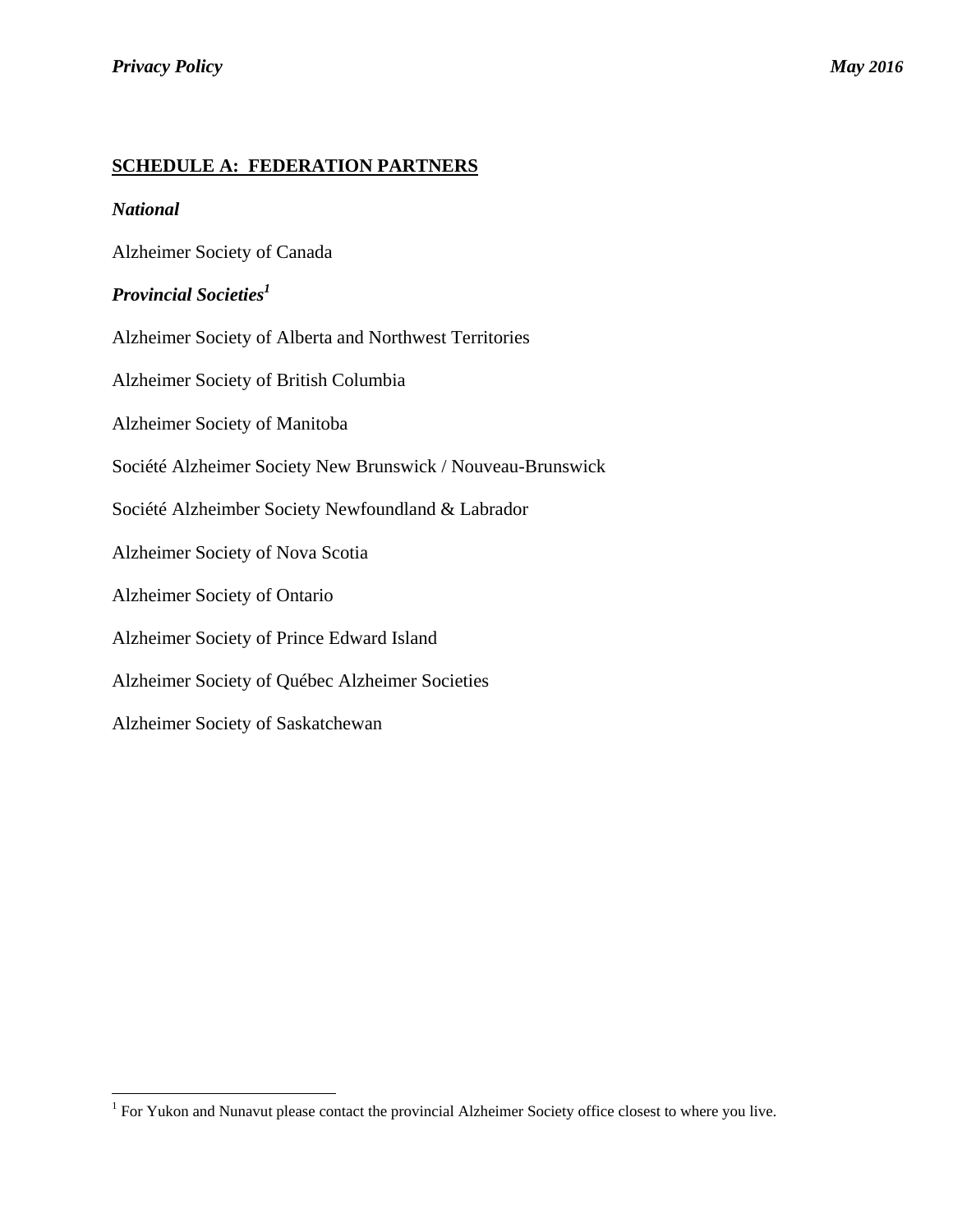## SCHEDULE A: FEDERATION PARTNERS

***National***

Alzheimer Society of Canada

***Provincial Societies[1]***

Alzheimer Society of Alberta and Northwest Territories

Alzheimer Society of British Columbia

Alzheimer Society of Manitoba

Société Alzheimer Society New Brunswick / Nouveau-Brunswick

Société Alzheimber Society Newfoundland & Labrador

Alzheimer Society of Nova Scotia

Alzheimer Society of Ontario

Alzheimer Society of Prince Edward Island

Alzheimer Society of Québec Alzheimer Societies

Alzheimer Society of Saskatchewan

---

[1] For Yukon and Nunavut please contact the provincial Alzheimer Society office closest to where you live.